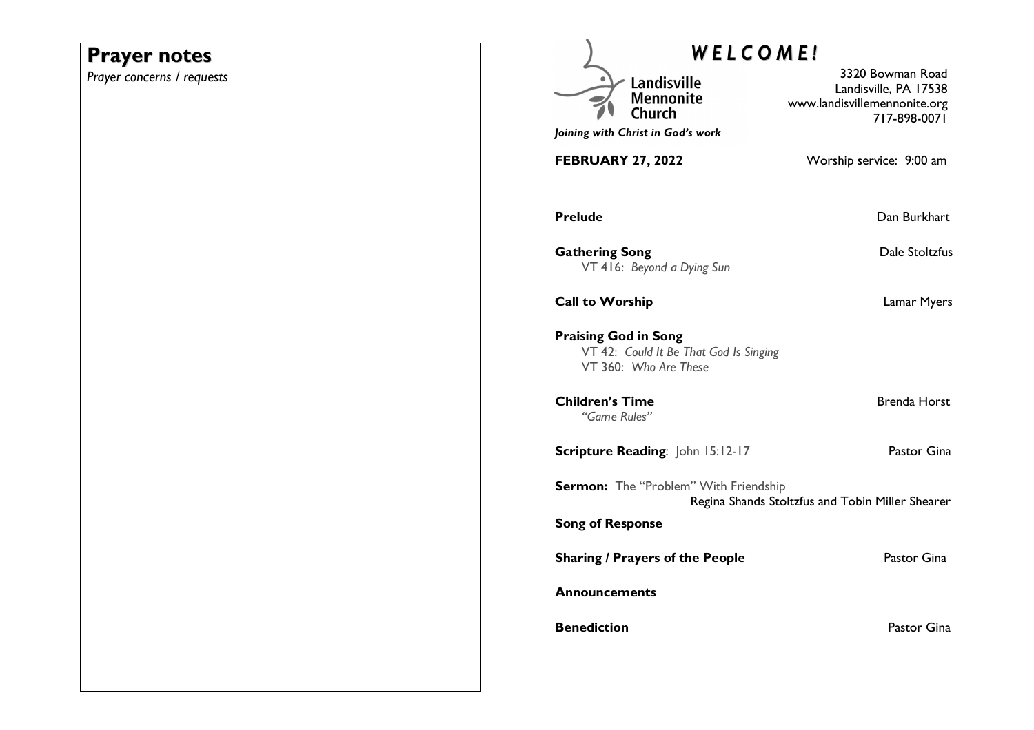## Prayer notes

*Prayer concerns / requests*

# *WELCOME!*

Landisville Mennonite Church

*Joining with Christ in God's work*

3320 Bowman Road
Landisville, PA 17538
www.landisvillemennonite.org
717-898-0071

**FEBRUARY 27, 2022** Worship service: 9:00 am

---

**Prelude** Dan Burkhart

**Gathering Song** Dale Stoltzfus
VT 416: *Beyond a Dying Sun*

**Call to Worship** Lamar Myers

**Praising God in Song**
VT 42: *Could It Be That God Is Singing*
VT 360: *Who Are These*

**Children's Time** Brenda Horst
*"Game Rules"*

**Scripture Reading**: John 15:12-17 Pastor Gina

**Sermon:** The "Problem" With Friendship
Regina Shands Stoltzfus and Tobin Miller Shearer

**Song of Response**

**Sharing / Prayers of the People** Pastor Gina

**Announcements**

**Benediction** Pastor Gina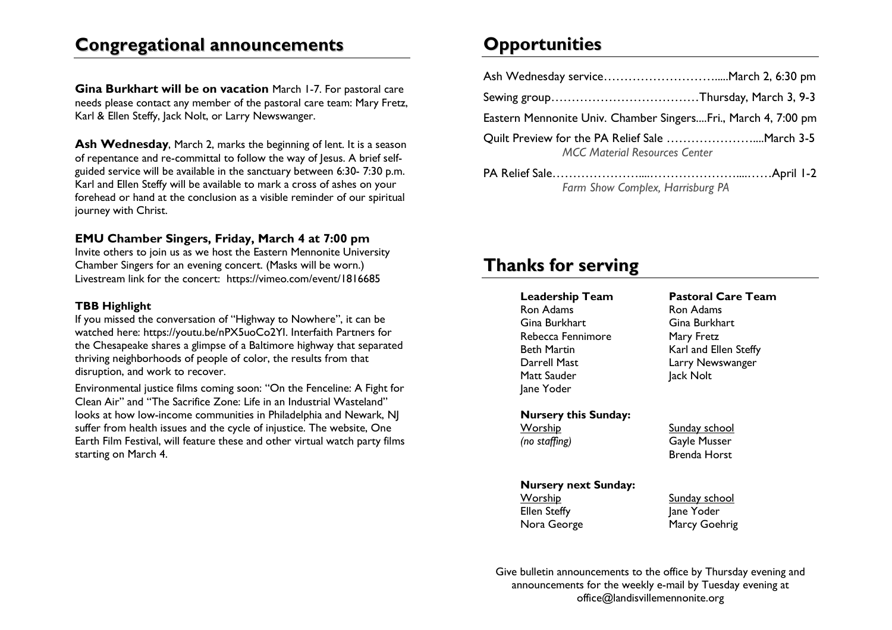# Congregational announcements

**Gina Burkhart will be on vacation** March 1-7. For pastoral care needs please contact any member of the pastoral care team: Mary Fretz, Karl & Ellen Steffy, Jack Nolt, or Larry Newswanger.

**Ash Wednesday**, March 2, marks the beginning of lent. It is a season of repentance and re-committal to follow the way of Jesus. A brief self-guided service will be available in the sanctuary between 6:30- 7:30 p.m. Karl and Ellen Steffy will be available to mark a cross of ashes on your forehead or hand at the conclusion as a visible reminder of our spiritual journey with Christ.

### EMU Chamber Singers, Friday, March 4 at 7:00 pm

Invite others to join us as we host the Eastern Mennonite University Chamber Singers for an evening concert. (Masks will be worn.) Livestream link for the concert: https://vimeo.com/event/1816685

### TBB Highlight

If you missed the conversation of "Highway to Nowhere", it can be watched here: https://youtu.be/nPX5uoCo2YI. Interfaith Partners for the Chesapeake shares a glimpse of a Baltimore highway that separated thriving neighborhoods of people of color, the results from that disruption, and work to recover.

Environmental justice films coming soon: "On the Fenceline: A Fight for Clean Air" and "The Sacrifice Zone: Life in an Industrial Wasteland" looks at how low-income communities in Philadelphia and Newark, NJ suffer from health issues and the cycle of injustice. The website, One Earth Film Festival, will feature these and other virtual watch party films starting on March 4.

# Opportunities

Ash Wednesday service…………………………....March 2, 6:30 pm

Sewing group………………………………Thursday, March 3, 9-3

Eastern Mennonite Univ. Chamber Singers....Fri., March 4, 7:00 pm

Quilt Preview for the PA Relief Sale …………………....March 3-5
*MCC Material Resources Center*

PA Relief Sale…………………....…………………....……April 1-2
*Farm Show Complex, Harrisburg PA*

# Thanks for serving

**Leadership Team**
Ron Adams
Gina Burkhart
Rebecca Fennimore
Beth Martin
Darrell Mast
Matt Sauder
Jane Yoder

**Pastoral Care Team**
Ron Adams
Gina Burkhart
Mary Fretz
Karl and Ellen Steffy
Larry Newswanger
Jack Nolt

**Nursery this Sunday:**

| Worship | Sunday school |
|---|---|
| *(no staffing)* | Gayle Musser |
| | Brenda Horst |

**Nursery next Sunday:**

| Worship | Sunday school |
|---|---|
| Ellen Steffy | Jane Yoder |
| Nora George | Marcy Goehrig |

Give bulletin announcements to the office by Thursday evening and announcements for the weekly e-mail by Tuesday evening at office@landisvillemennonite.org